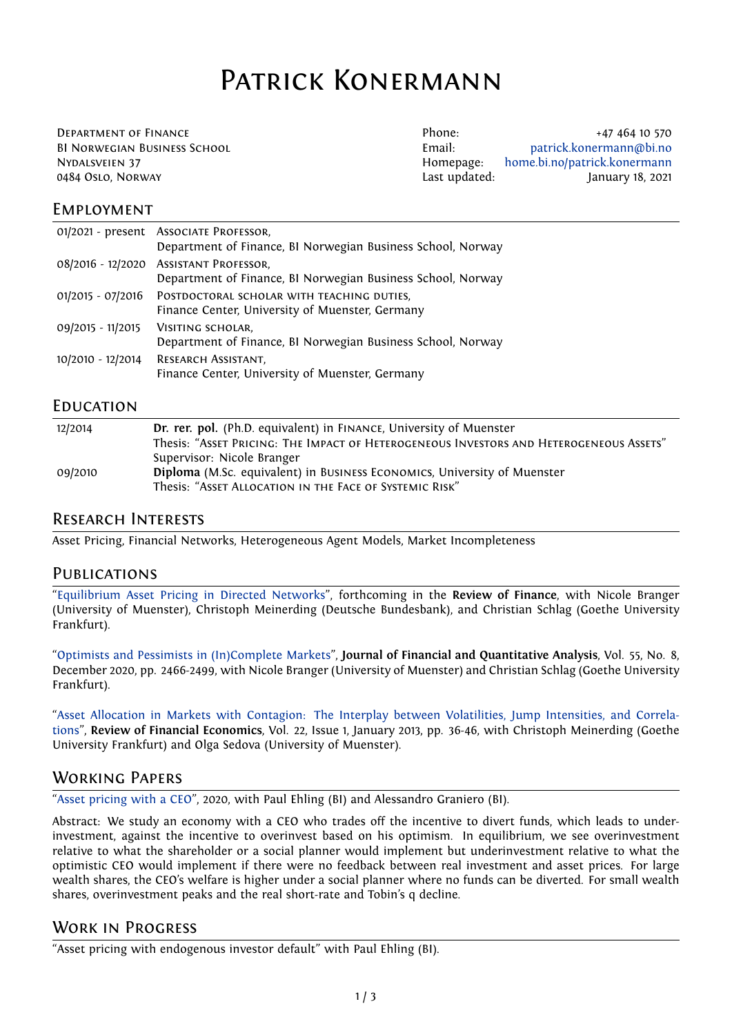# Patrick Konermann

Department of Finance
BI Norwegian Business School
Nydalsveien 37
0484 Oslo, Norway

Phone: +47 464 10 570
Email: patrick.konermann@bi.no
Homepage: home.bi.no/patrick.konermann
Last updated: January 18, 2021

## Employment

| | |
|---|---|
| 01/2021 - present | Associate Professor, Department of Finance, BI Norwegian Business School, Norway |
| 08/2016 - 12/2020 | Assistant Professor, Department of Finance, BI Norwegian Business School, Norway |
| 01/2015 - 07/2016 | Postdoctoral scholar with teaching duties, Finance Center, University of Muenster, Germany |
| 09/2015 - 11/2015 | Visiting scholar, Department of Finance, BI Norwegian Business School, Norway |
| 10/2010 - 12/2014 | Research Assistant, Finance Center, University of Muenster, Germany |

## Education

| | |
|---|---|
| 12/2014 | **Dr. rer. pol.** (Ph.D. equivalent) in Finance, University of Muenster<br>Thesis: "Asset Pricing: The Impact of Heterogeneous Investors and Heterogeneous Assets"<br>Supervisor: Nicole Branger |
| 09/2010 | **Diploma** (M.Sc. equivalent) in Business Economics, University of Muenster<br>Thesis: "Asset Allocation in the Face of Systemic Risk" |

## Research Interests

Asset Pricing, Financial Networks, Heterogeneous Agent Models, Market Incompleteness

## Publications

"Equilibrium Asset Pricing in Directed Networks", forthcoming in the **Review of Finance**, with Nicole Branger (University of Muenster), Christoph Meinerding (Deutsche Bundesbank), and Christian Schlag (Goethe University Frankfurt).

"Optimists and Pessimists in (In)Complete Markets", **Journal of Financial and Quantitative Analysis**, Vol. 55, No. 8, December 2020, pp. 2466-2499, with Nicole Branger (University of Muenster) and Christian Schlag (Goethe University Frankfurt).

"Asset Allocation in Markets with Contagion: The Interplay between Volatilities, Jump Intensities, and Correlations", **Review of Financial Economics**, Vol. 22, Issue 1, January 2013, pp. 36-46, with Christoph Meinerding (Goethe University Frankfurt) and Olga Sedova (University of Muenster).

## Working Papers

"Asset pricing with a CEO", 2020, with Paul Ehling (BI) and Alessandro Graniero (BI).

Abstract: We study an economy with a CEO who trades off the incentive to divert funds, which leads to underinvestment, against the incentive to overinvest based on his optimism. In equilibrium, we see overinvestment relative to what the shareholder or a social planner would implement but underinvestment relative to what the optimistic CEO would implement if there were no feedback between real investment and asset prices. For large wealth shares, the CEO's welfare is higher under a social planner where no funds can be diverted. For small wealth shares, overinvestment peaks and the real short-rate and Tobin's q decline.

## Work in Progress

"Asset pricing with endogenous investor default" with Paul Ehling (BI).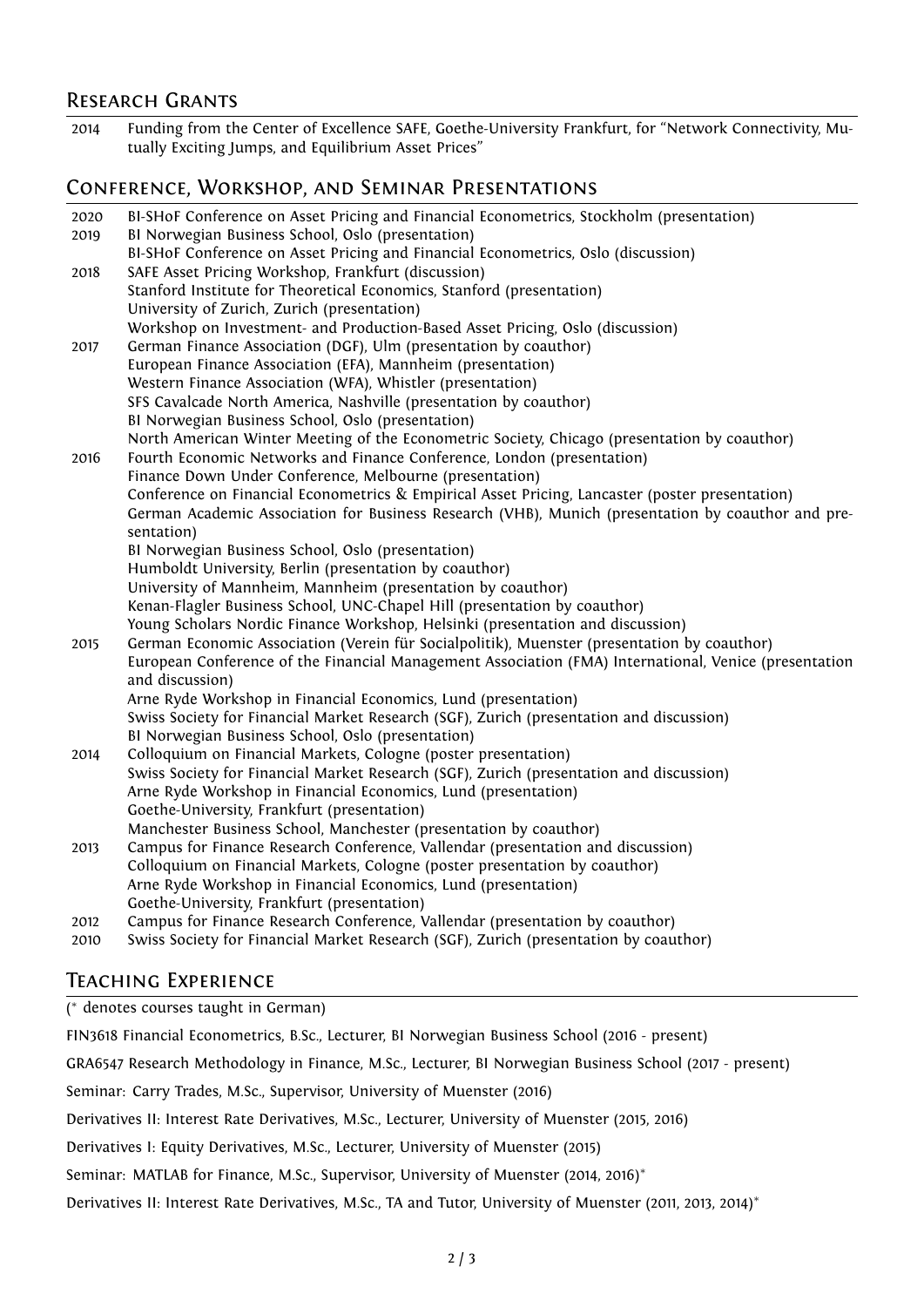## Research Grants

| | |
|---|---|
| 2014 | Funding from the Center of Excellence SAFE, Goethe-University Frankfurt, for "Network Connectivity, Mutually Exciting Jumps, and Equilibrium Asset Prices" |

## Conference, Workshop, and Seminar Presentations

| | |
|---|---|
| 2020 | BI-SHoF Conference on Asset Pricing and Financial Econometrics, Stockholm (presentation) |
| 2019 | BI Norwegian Business School, Oslo (presentation) |
| | BI-SHoF Conference on Asset Pricing and Financial Econometrics, Oslo (discussion) |
| 2018 | SAFE Asset Pricing Workshop, Frankfurt (discussion) |
| | Stanford Institute for Theoretical Economics, Stanford (presentation) |
| | University of Zurich, Zurich (presentation) |
| | Workshop on Investment- and Production-Based Asset Pricing, Oslo (discussion) |
| 2017 | German Finance Association (DGF), Ulm (presentation by coauthor) |
| | European Finance Association (EFA), Mannheim (presentation) |
| | Western Finance Association (WFA), Whistler (presentation) |
| | SFS Cavalcade North America, Nashville (presentation by coauthor) |
| | BI Norwegian Business School, Oslo (presentation) |
| | North American Winter Meeting of the Econometric Society, Chicago (presentation by coauthor) |
| 2016 | Fourth Economic Networks and Finance Conference, London (presentation) |
| | Finance Down Under Conference, Melbourne (presentation) |
| | Conference on Financial Econometrics & Empirical Asset Pricing, Lancaster (poster presentation) |
| | German Academic Association for Business Research (VHB), Munich (presentation by coauthor and presentation) |
| | BI Norwegian Business School, Oslo (presentation) |
| | Humboldt University, Berlin (presentation by coauthor) |
| | University of Mannheim, Mannheim (presentation by coauthor) |
| | Kenan-Flagler Business School, UNC-Chapel Hill (presentation by coauthor) |
| | Young Scholars Nordic Finance Workshop, Helsinki (presentation and discussion) |
| 2015 | German Economic Association (Verein für Socialpolitik), Muenster (presentation by coauthor) |
| | European Conference of the Financial Management Association (FMA) International, Venice (presentation and discussion) |
| | Arne Ryde Workshop in Financial Economics, Lund (presentation) |
| | Swiss Society for Financial Market Research (SGF), Zurich (presentation and discussion) |
| | BI Norwegian Business School, Oslo (presentation) |
| 2014 | Colloquium on Financial Markets, Cologne (poster presentation) |
| | Swiss Society for Financial Market Research (SGF), Zurich (presentation and discussion) |
| | Arne Ryde Workshop in Financial Economics, Lund (presentation) |
| | Goethe-University, Frankfurt (presentation) |
| | Manchester Business School, Manchester (presentation by coauthor) |
| 2013 | Campus for Finance Research Conference, Vallendar (presentation and discussion) |
| | Colloquium on Financial Markets, Cologne (poster presentation by coauthor) |
| | Arne Ryde Workshop in Financial Economics, Lund (presentation) |
| | Goethe-University, Frankfurt (presentation) |
| 2012 | Campus for Finance Research Conference, Vallendar (presentation by coauthor) |
| 2010 | Swiss Society for Financial Market Research (SGF), Zurich (presentation by coauthor) |

## Teaching Experience

(* denotes courses taught in German)

FIN3618 Financial Econometrics, B.Sc., Lecturer, BI Norwegian Business School (2016 - present)

GRA6547 Research Methodology in Finance, M.Sc., Lecturer, BI Norwegian Business School (2017 - present)

Seminar: Carry Trades, M.Sc., Supervisor, University of Muenster (2016)

Derivatives II: Interest Rate Derivatives, M.Sc., Lecturer, University of Muenster (2015, 2016)

Derivatives I: Equity Derivatives, M.Sc., Lecturer, University of Muenster (2015)

Seminar: MATLAB for Finance, M.Sc., Supervisor, University of Muenster (2014, 2016)*

Derivatives II: Interest Rate Derivatives, M.Sc., TA and Tutor, University of Muenster (2011, 2013, 2014)*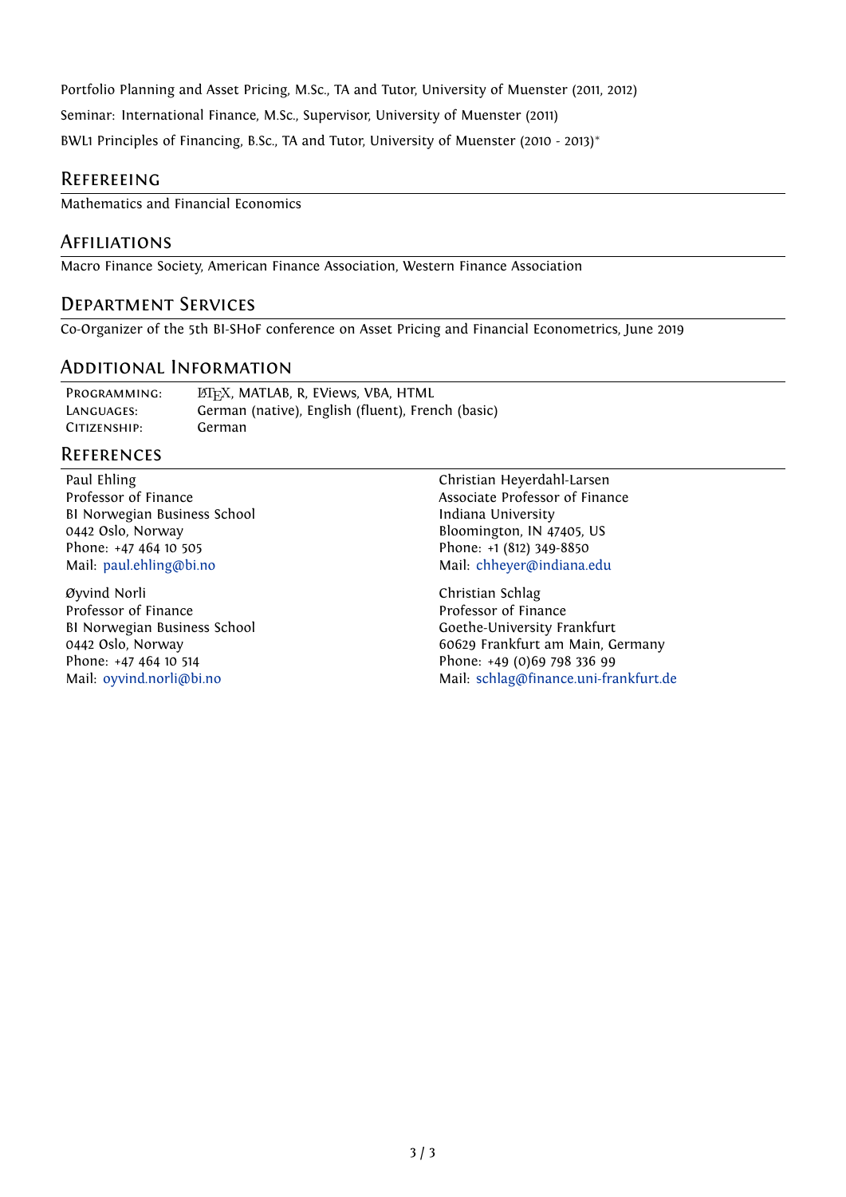Portfolio Planning and Asset Pricing, M.Sc., TA and Tutor, University of Muenster (2011, 2012)

Seminar: International Finance, M.Sc., Supervisor, University of Muenster (2011)

BWL1 Principles of Financing, B.Sc., TA and Tutor, University of Muenster (2010 - 2013)*

## Refereeing

Mathematics and Financial Economics

## Affiliations

Macro Finance Society, American Finance Association, Western Finance Association

## Department Services

Co-Organizer of the 5th BI-SHoF conference on Asset Pricing and Financial Econometrics, June 2019

## Additional Information

| | |
|---|---|
| Programming: | LaTeX, MATLAB, R, EViews, VBA, HTML |
| Languages: | German (native), English (fluent), French (basic) |
| Citizenship: | German |

## References

Paul Ehling
Professor of Finance
BI Norwegian Business School
0442 Oslo, Norway
Phone: +47 464 10 505
Mail: paul.ehling@bi.no

Christian Heyerdahl-Larsen
Associate Professor of Finance
Indiana University
Bloomington, IN 47405, US
Phone: +1 (812) 349-8850
Mail: chheyer@indiana.edu

Øyvind Norli
Professor of Finance
BI Norwegian Business School
0442 Oslo, Norway
Phone: +47 464 10 514
Mail: oyvind.norli@bi.no

Christian Schlag
Professor of Finance
Goethe-University Frankfurt
60629 Frankfurt am Main, Germany
Phone: +49 (0)69 798 336 99
Mail: schlag@finance.uni-frankfurt.de